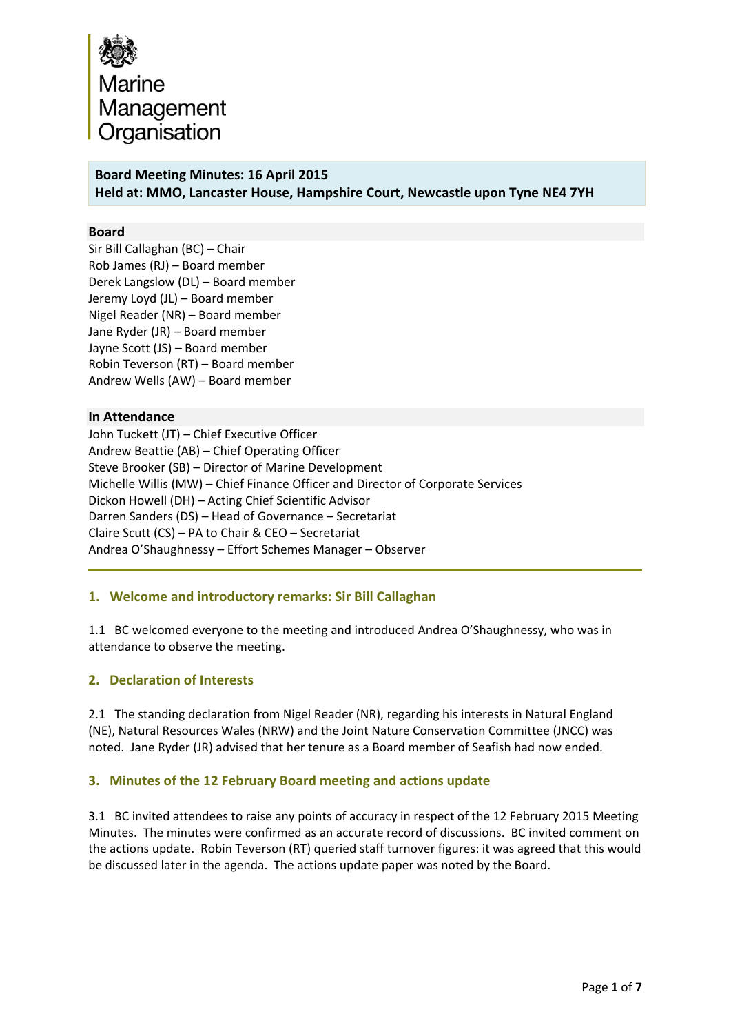Marine Management Organisation

**Board Meeting Minutes: 16 April 2015**
**Held at: MMO, Lancaster House, Hampshire Court, Newcastle upon Tyne NE4 7YH**

**Board**

Sir Bill Callaghan (BC) – Chair
Rob James (RJ) – Board member
Derek Langslow (DL) – Board member
Jeremy Loyd (JL) – Board member
Nigel Reader (NR) – Board member
Jane Ryder (JR) – Board member
Jayne Scott (JS) – Board member
Robin Teverson (RT) – Board member
Andrew Wells (AW) – Board member

**In Attendance**

John Tuckett (JT) – Chief Executive Officer
Andrew Beattie (AB) – Chief Operating Officer
Steve Brooker (SB) – Director of Marine Development
Michelle Willis (MW) – Chief Finance Officer and Director of Corporate Services
Dickon Howell (DH) – Acting Chief Scientific Advisor
Darren Sanders (DS) – Head of Governance – Secretariat
Claire Scutt (CS) – PA to Chair & CEO – Secretariat
Andrea O'Shaughnessy – Effort Schemes Manager – Observer

## 1. Welcome and introductory remarks: Sir Bill Callaghan

1.1 BC welcomed everyone to the meeting and introduced Andrea O'Shaughnessy, who was in attendance to observe the meeting.

## 2. Declaration of Interests

2.1 The standing declaration from Nigel Reader (NR), regarding his interests in Natural England (NE), Natural Resources Wales (NRW) and the Joint Nature Conservation Committee (JNCC) was noted. Jane Ryder (JR) advised that her tenure as a Board member of Seafish had now ended.

## 3. Minutes of the 12 February Board meeting and actions update

3.1 BC invited attendees to raise any points of accuracy in respect of the 12 February 2015 Meeting Minutes. The minutes were confirmed as an accurate record of discussions. BC invited comment on the actions update. Robin Teverson (RT) queried staff turnover figures: it was agreed that this would be discussed later in the agenda. The actions update paper was noted by the Board.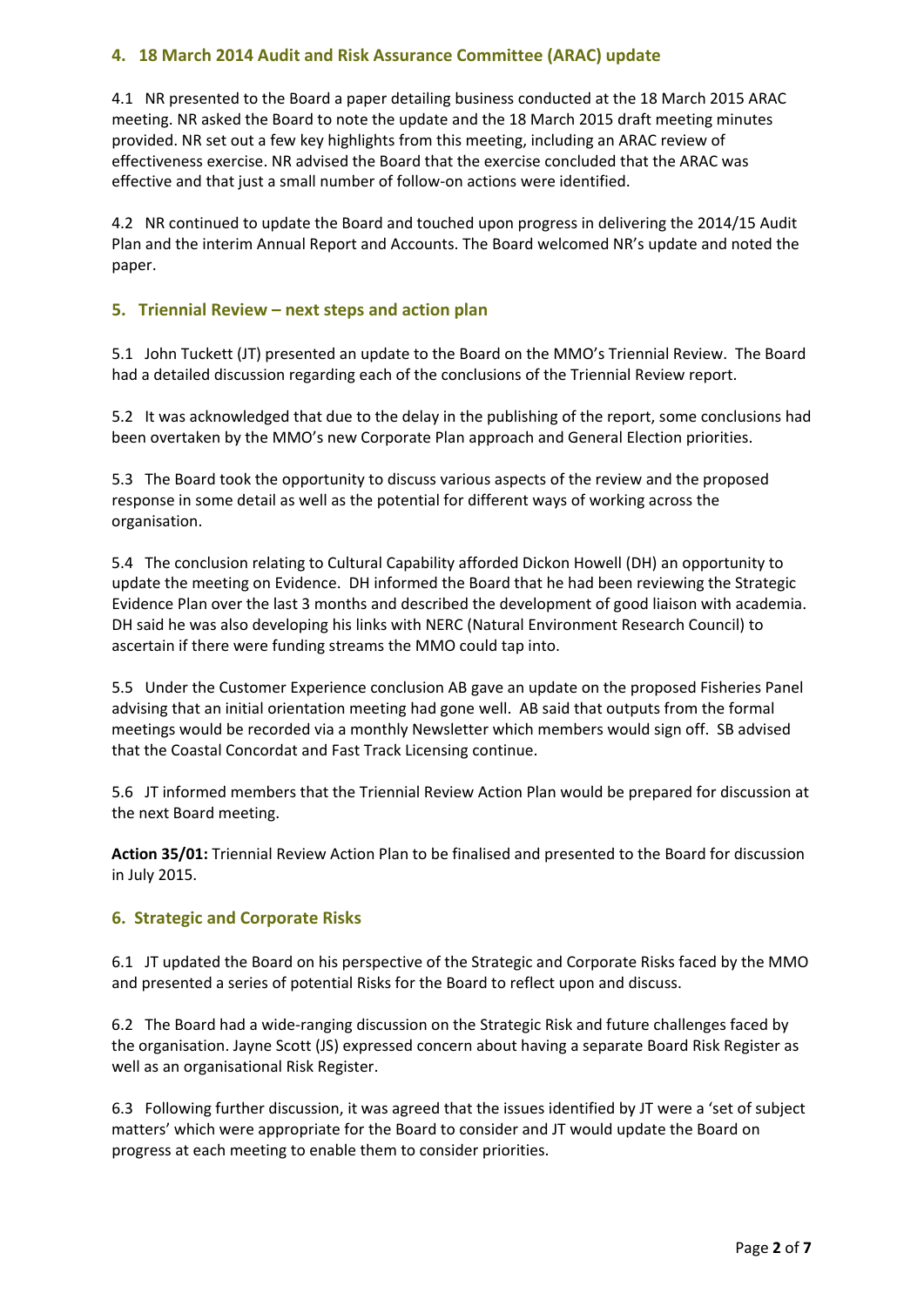## 4. 18 March 2014 Audit and Risk Assurance Committee (ARAC) update

4.1 NR presented to the Board a paper detailing business conducted at the 18 March 2015 ARAC meeting. NR asked the Board to note the update and the 18 March 2015 draft meeting minutes provided. NR set out a few key highlights from this meeting, including an ARAC review of effectiveness exercise. NR advised the Board that the exercise concluded that the ARAC was effective and that just a small number of follow-on actions were identified.

4.2 NR continued to update the Board and touched upon progress in delivering the 2014/15 Audit Plan and the interim Annual Report and Accounts. The Board welcomed NR's update and noted the paper.

## 5. Triennial Review – next steps and action plan

5.1 John Tuckett (JT) presented an update to the Board on the MMO's Triennial Review. The Board had a detailed discussion regarding each of the conclusions of the Triennial Review report.

5.2 It was acknowledged that due to the delay in the publishing of the report, some conclusions had been overtaken by the MMO's new Corporate Plan approach and General Election priorities.

5.3 The Board took the opportunity to discuss various aspects of the review and the proposed response in some detail as well as the potential for different ways of working across the organisation.

5.4 The conclusion relating to Cultural Capability afforded Dickon Howell (DH) an opportunity to update the meeting on Evidence. DH informed the Board that he had been reviewing the Strategic Evidence Plan over the last 3 months and described the development of good liaison with academia. DH said he was also developing his links with NERC (Natural Environment Research Council) to ascertain if there were funding streams the MMO could tap into.

5.5 Under the Customer Experience conclusion AB gave an update on the proposed Fisheries Panel advising that an initial orientation meeting had gone well. AB said that outputs from the formal meetings would be recorded via a monthly Newsletter which members would sign off. SB advised that the Coastal Concordat and Fast Track Licensing continue.

5.6 JT informed members that the Triennial Review Action Plan would be prepared for discussion at the next Board meeting.

**Action 35/01:** Triennial Review Action Plan to be finalised and presented to the Board for discussion in July 2015.

## 6. Strategic and Corporate Risks

6.1 JT updated the Board on his perspective of the Strategic and Corporate Risks faced by the MMO and presented a series of potential Risks for the Board to reflect upon and discuss.

6.2 The Board had a wide-ranging discussion on the Strategic Risk and future challenges faced by the organisation. Jayne Scott (JS) expressed concern about having a separate Board Risk Register as well as an organisational Risk Register.

6.3 Following further discussion, it was agreed that the issues identified by JT were a 'set of subject matters' which were appropriate for the Board to consider and JT would update the Board on progress at each meeting to enable them to consider priorities.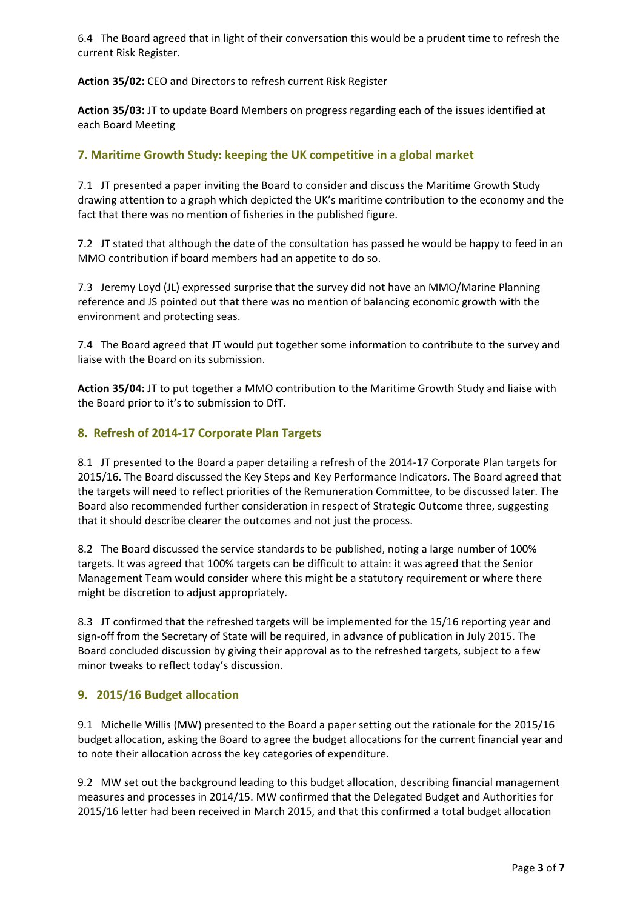6.4 The Board agreed that in light of their conversation this would be a prudent time to refresh the current Risk Register.

**Action 35/02:** CEO and Directors to refresh current Risk Register

**Action 35/03:** JT to update Board Members on progress regarding each of the issues identified at each Board Meeting

## 7. Maritime Growth Study: keeping the UK competitive in a global market

7.1 JT presented a paper inviting the Board to consider and discuss the Maritime Growth Study drawing attention to a graph which depicted the UK's maritime contribution to the economy and the fact that there was no mention of fisheries in the published figure.

7.2 JT stated that although the date of the consultation has passed he would be happy to feed in an MMO contribution if board members had an appetite to do so.

7.3 Jeremy Loyd (JL) expressed surprise that the survey did not have an MMO/Marine Planning reference and JS pointed out that there was no mention of balancing economic growth with the environment and protecting seas.

7.4 The Board agreed that JT would put together some information to contribute to the survey and liaise with the Board on its submission.

**Action 35/04:** JT to put together a MMO contribution to the Maritime Growth Study and liaise with the Board prior to it's to submission to DfT.

## 8. Refresh of 2014-17 Corporate Plan Targets

8.1 JT presented to the Board a paper detailing a refresh of the 2014-17 Corporate Plan targets for 2015/16. The Board discussed the Key Steps and Key Performance Indicators. The Board agreed that the targets will need to reflect priorities of the Remuneration Committee, to be discussed later. The Board also recommended further consideration in respect of Strategic Outcome three, suggesting that it should describe clearer the outcomes and not just the process.

8.2 The Board discussed the service standards to be published, noting a large number of 100% targets. It was agreed that 100% targets can be difficult to attain: it was agreed that the Senior Management Team would consider where this might be a statutory requirement or where there might be discretion to adjust appropriately.

8.3 JT confirmed that the refreshed targets will be implemented for the 15/16 reporting year and sign-off from the Secretary of State will be required, in advance of publication in July 2015. The Board concluded discussion by giving their approval as to the refreshed targets, subject to a few minor tweaks to reflect today's discussion.

## 9. 2015/16 Budget allocation

9.1 Michelle Willis (MW) presented to the Board a paper setting out the rationale for the 2015/16 budget allocation, asking the Board to agree the budget allocations for the current financial year and to note their allocation across the key categories of expenditure.

9.2 MW set out the background leading to this budget allocation, describing financial management measures and processes in 2014/15. MW confirmed that the Delegated Budget and Authorities for 2015/16 letter had been received in March 2015, and that this confirmed a total budget allocation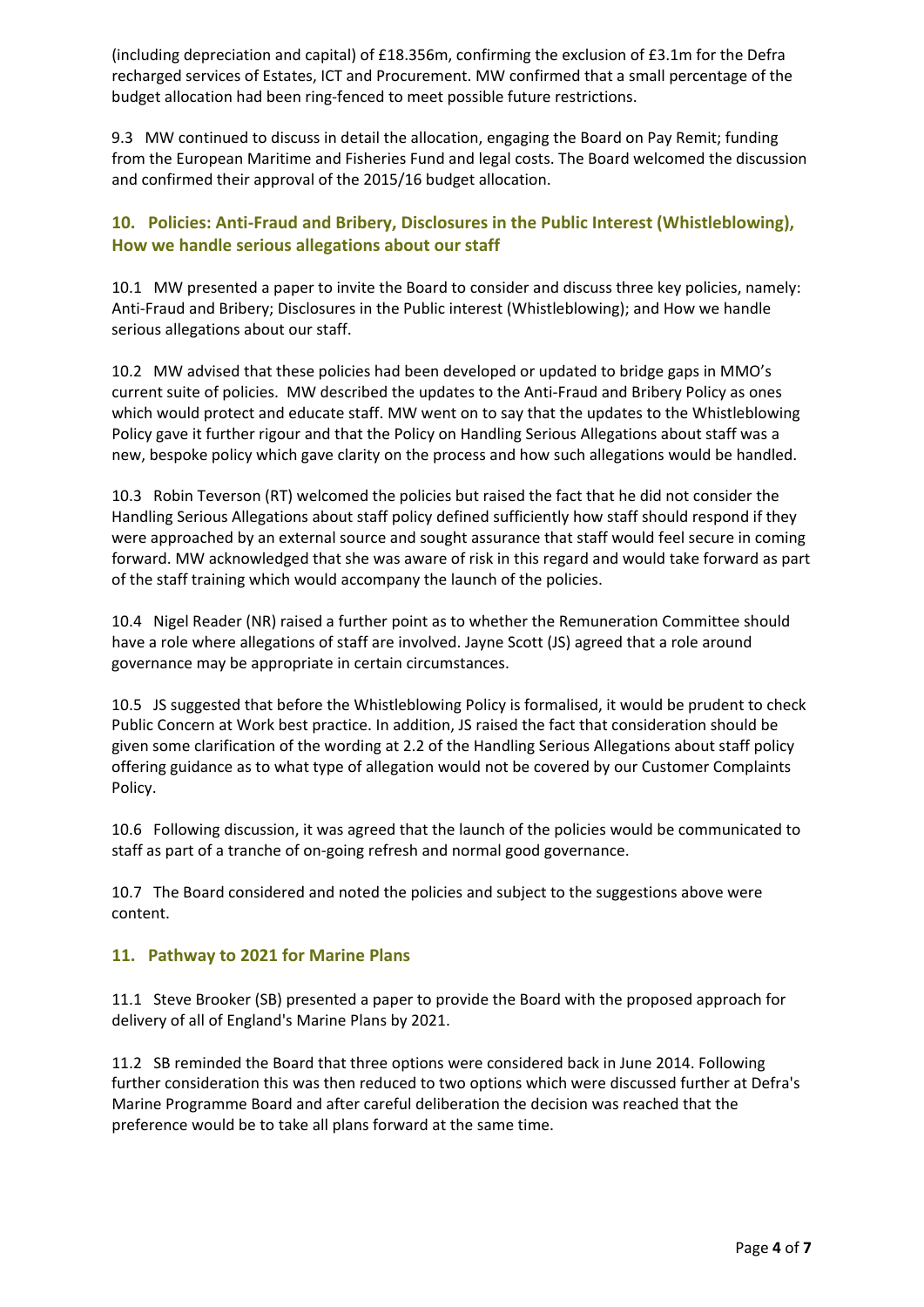(including depreciation and capital) of £18.356m, confirming the exclusion of £3.1m for the Defra recharged services of Estates, ICT and Procurement. MW confirmed that a small percentage of the budget allocation had been ring-fenced to meet possible future restrictions.

9.3 MW continued to discuss in detail the allocation, engaging the Board on Pay Remit; funding from the European Maritime and Fisheries Fund and legal costs. The Board welcomed the discussion and confirmed their approval of the 2015/16 budget allocation.

## 10. Policies: Anti-Fraud and Bribery, Disclosures in the Public Interest (Whistleblowing), How we handle serious allegations about our staff

10.1 MW presented a paper to invite the Board to consider and discuss three key policies, namely: Anti-Fraud and Bribery; Disclosures in the Public interest (Whistleblowing); and How we handle serious allegations about our staff.

10.2 MW advised that these policies had been developed or updated to bridge gaps in MMO's current suite of policies. MW described the updates to the Anti-Fraud and Bribery Policy as ones which would protect and educate staff. MW went on to say that the updates to the Whistleblowing Policy gave it further rigour and that the Policy on Handling Serious Allegations about staff was a new, bespoke policy which gave clarity on the process and how such allegations would be handled.

10.3 Robin Teverson (RT) welcomed the policies but raised the fact that he did not consider the Handling Serious Allegations about staff policy defined sufficiently how staff should respond if they were approached by an external source and sought assurance that staff would feel secure in coming forward. MW acknowledged that she was aware of risk in this regard and would take forward as part of the staff training which would accompany the launch of the policies.

10.4 Nigel Reader (NR) raised a further point as to whether the Remuneration Committee should have a role where allegations of staff are involved. Jayne Scott (JS) agreed that a role around governance may be appropriate in certain circumstances.

10.5 JS suggested that before the Whistleblowing Policy is formalised, it would be prudent to check Public Concern at Work best practice. In addition, JS raised the fact that consideration should be given some clarification of the wording at 2.2 of the Handling Serious Allegations about staff policy offering guidance as to what type of allegation would not be covered by our Customer Complaints Policy.

10.6 Following discussion, it was agreed that the launch of the policies would be communicated to staff as part of a tranche of on-going refresh and normal good governance.

10.7 The Board considered and noted the policies and subject to the suggestions above were content.

## 11. Pathway to 2021 for Marine Plans

11.1 Steve Brooker (SB) presented a paper to provide the Board with the proposed approach for delivery of all of England's Marine Plans by 2021.

11.2 SB reminded the Board that three options were considered back in June 2014. Following further consideration this was then reduced to two options which were discussed further at Defra's Marine Programme Board and after careful deliberation the decision was reached that the preference would be to take all plans forward at the same time.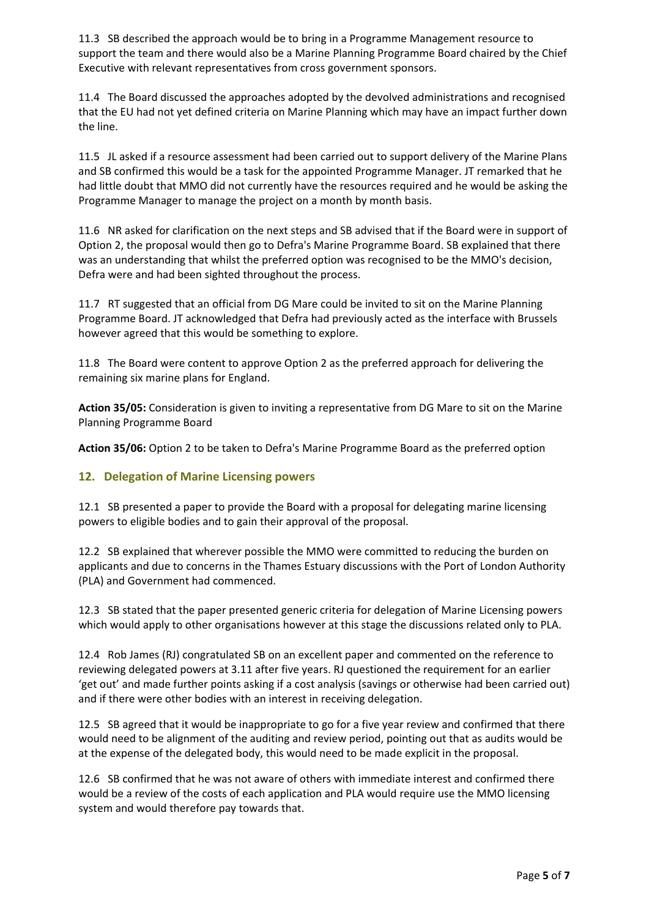11.3 SB described the approach would be to bring in a Programme Management resource to support the team and there would also be a Marine Planning Programme Board chaired by the Chief Executive with relevant representatives from cross government sponsors.

11.4 The Board discussed the approaches adopted by the devolved administrations and recognised that the EU had not yet defined criteria on Marine Planning which may have an impact further down the line.

11.5 JL asked if a resource assessment had been carried out to support delivery of the Marine Plans and SB confirmed this would be a task for the appointed Programme Manager. JT remarked that he had little doubt that MMO did not currently have the resources required and he would be asking the Programme Manager to manage the project on a month by month basis.

11.6 NR asked for clarification on the next steps and SB advised that if the Board were in support of Option 2, the proposal would then go to Defra's Marine Programme Board. SB explained that there was an understanding that whilst the preferred option was recognised to be the MMO's decision, Defra were and had been sighted throughout the process.

11.7 RT suggested that an official from DG Mare could be invited to sit on the Marine Planning Programme Board. JT acknowledged that Defra had previously acted as the interface with Brussels however agreed that this would be something to explore.

11.8 The Board were content to approve Option 2 as the preferred approach for delivering the remaining six marine plans for England.

**Action 35/05:** Consideration is given to inviting a representative from DG Mare to sit on the Marine Planning Programme Board

**Action 35/06:** Option 2 to be taken to Defra's Marine Programme Board as the preferred option

## 12. Delegation of Marine Licensing powers

12.1 SB presented a paper to provide the Board with a proposal for delegating marine licensing powers to eligible bodies and to gain their approval of the proposal.

12.2 SB explained that wherever possible the MMO were committed to reducing the burden on applicants and due to concerns in the Thames Estuary discussions with the Port of London Authority (PLA) and Government had commenced.

12.3 SB stated that the paper presented generic criteria for delegation of Marine Licensing powers which would apply to other organisations however at this stage the discussions related only to PLA.

12.4 Rob James (RJ) congratulated SB on an excellent paper and commented on the reference to reviewing delegated powers at 3.11 after five years. RJ questioned the requirement for an earlier 'get out' and made further points asking if a cost analysis (savings or otherwise had been carried out) and if there were other bodies with an interest in receiving delegation.

12.5 SB agreed that it would be inappropriate to go for a five year review and confirmed that there would need to be alignment of the auditing and review period, pointing out that as audits would be at the expense of the delegated body, this would need to be made explicit in the proposal.

12.6 SB confirmed that he was not aware of others with immediate interest and confirmed there would be a review of the costs of each application and PLA would require use the MMO licensing system and would therefore pay towards that.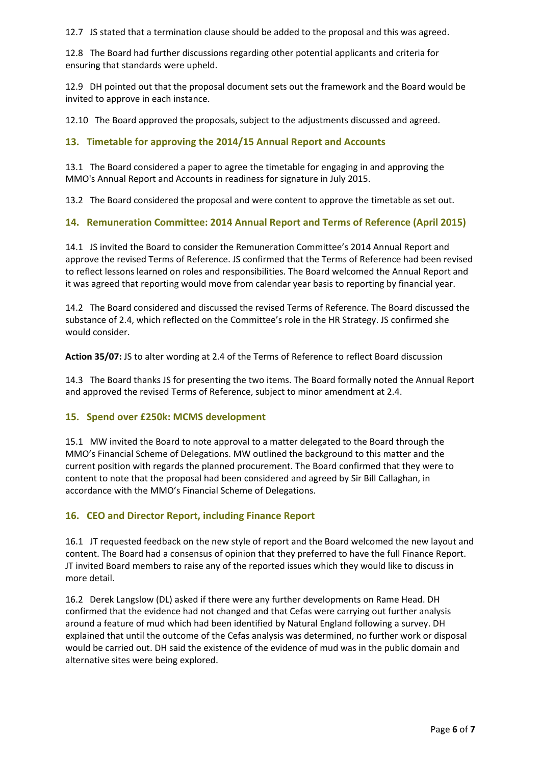12.7 JS stated that a termination clause should be added to the proposal and this was agreed.

12.8 The Board had further discussions regarding other potential applicants and criteria for ensuring that standards were upheld.

12.9 DH pointed out that the proposal document sets out the framework and the Board would be invited to approve in each instance.

12.10 The Board approved the proposals, subject to the adjustments discussed and agreed.

## 13. Timetable for approving the 2014/15 Annual Report and Accounts

13.1 The Board considered a paper to agree the timetable for engaging in and approving the MMO's Annual Report and Accounts in readiness for signature in July 2015.

13.2 The Board considered the proposal and were content to approve the timetable as set out.

## 14. Remuneration Committee: 2014 Annual Report and Terms of Reference (April 2015)

14.1 JS invited the Board to consider the Remuneration Committee's 2014 Annual Report and approve the revised Terms of Reference. JS confirmed that the Terms of Reference had been revised to reflect lessons learned on roles and responsibilities. The Board welcomed the Annual Report and it was agreed that reporting would move from calendar year basis to reporting by financial year.

14.2 The Board considered and discussed the revised Terms of Reference. The Board discussed the substance of 2.4, which reflected on the Committee's role in the HR Strategy. JS confirmed she would consider.

**Action 35/07:** JS to alter wording at 2.4 of the Terms of Reference to reflect Board discussion

14.3 The Board thanks JS for presenting the two items. The Board formally noted the Annual Report and approved the revised Terms of Reference, subject to minor amendment at 2.4.

## 15. Spend over £250k: MCMS development

15.1 MW invited the Board to note approval to a matter delegated to the Board through the MMO's Financial Scheme of Delegations. MW outlined the background to this matter and the current position with regards the planned procurement. The Board confirmed that they were to content to note that the proposal had been considered and agreed by Sir Bill Callaghan, in accordance with the MMO's Financial Scheme of Delegations.

## 16. CEO and Director Report, including Finance Report

16.1 JT requested feedback on the new style of report and the Board welcomed the new layout and content. The Board had a consensus of opinion that they preferred to have the full Finance Report. JT invited Board members to raise any of the reported issues which they would like to discuss in more detail.

16.2 Derek Langslow (DL) asked if there were any further developments on Rame Head. DH confirmed that the evidence had not changed and that Cefas were carrying out further analysis around a feature of mud which had been identified by Natural England following a survey. DH explained that until the outcome of the Cefas analysis was determined, no further work or disposal would be carried out. DH said the existence of the evidence of mud was in the public domain and alternative sites were being explored.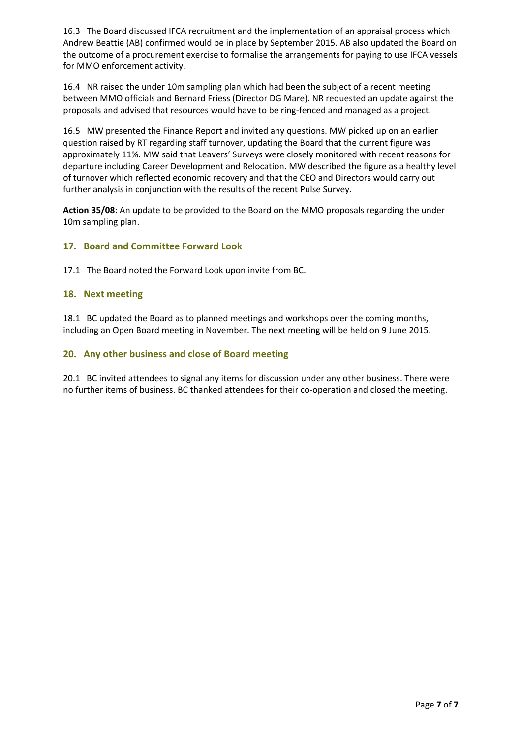16.3 The Board discussed IFCA recruitment and the implementation of an appraisal process which Andrew Beattie (AB) confirmed would be in place by September 2015. AB also updated the Board on the outcome of a procurement exercise to formalise the arrangements for paying to use IFCA vessels for MMO enforcement activity.

16.4 NR raised the under 10m sampling plan which had been the subject of a recent meeting between MMO officials and Bernard Friess (Director DG Mare). NR requested an update against the proposals and advised that resources would have to be ring-fenced and managed as a project.

16.5 MW presented the Finance Report and invited any questions. MW picked up on an earlier question raised by RT regarding staff turnover, updating the Board that the current figure was approximately 11%. MW said that Leavers' Surveys were closely monitored with recent reasons for departure including Career Development and Relocation. MW described the figure as a healthy level of turnover which reflected economic recovery and that the CEO and Directors would carry out further analysis in conjunction with the results of the recent Pulse Survey.

**Action 35/08:** An update to be provided to the Board on the MMO proposals regarding the under 10m sampling plan.

## 17. Board and Committee Forward Look

17.1 The Board noted the Forward Look upon invite from BC.

## 18. Next meeting

18.1 BC updated the Board as to planned meetings and workshops over the coming months, including an Open Board meeting in November. The next meeting will be held on 9 June 2015.

## 20. Any other business and close of Board meeting

20.1 BC invited attendees to signal any items for discussion under any other business. There were no further items of business. BC thanked attendees for their co-operation and closed the meeting.